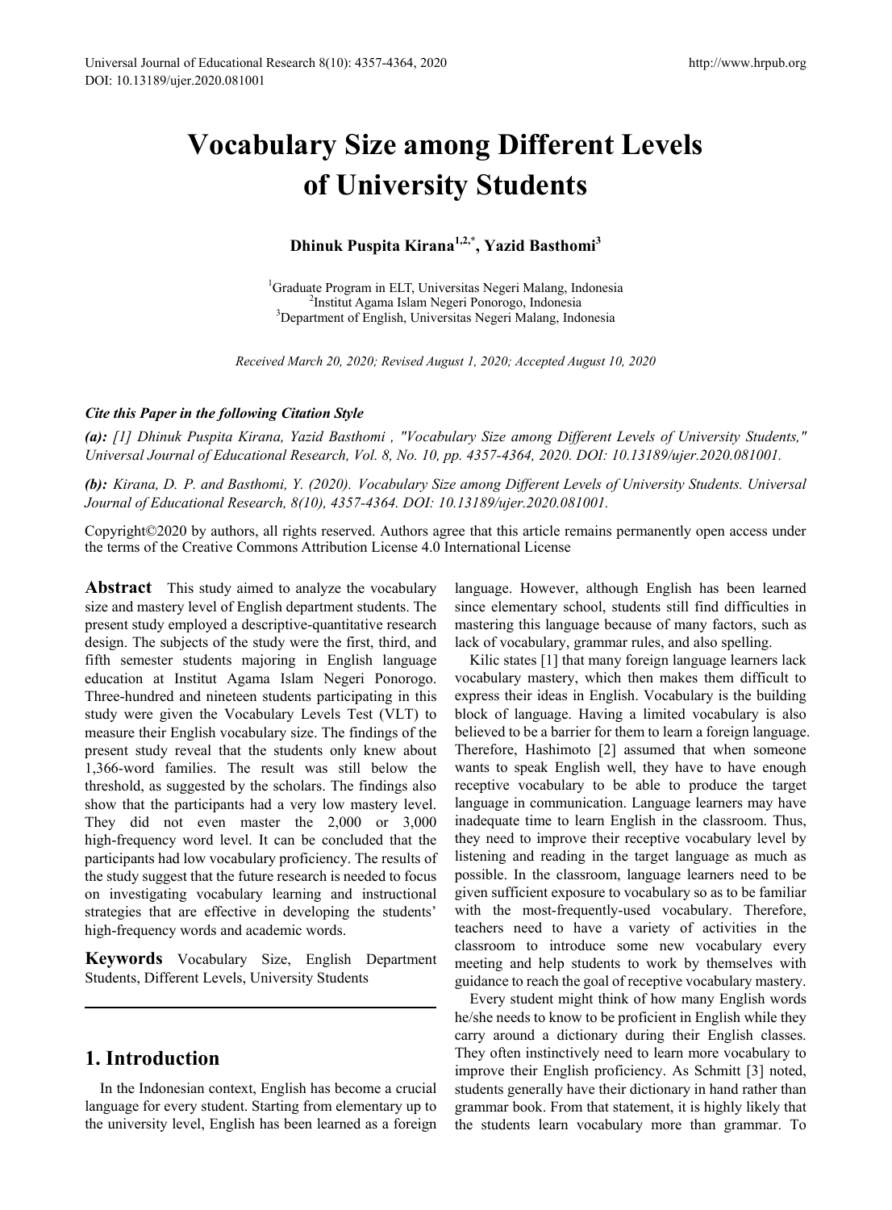# Vocabulary Size among Different Levels of University Students

**Dhinuk Puspita Kirana[1,2,*], Yazid Basthomi[3]**

[1]Graduate Program in ELT, Universitas Negeri Malang, Indonesia
[2]Institut Agama Islam Negeri Ponorogo, Indonesia
[3]Department of English, Universitas Negeri Malang, Indonesia

*Received March 20, 2020; Revised August 1, 2020; Accepted August 10, 2020*

***Cite this Paper in the following Citation Style***

***(a):** [1] Dhinuk Puspita Kirana, Yazid Basthomi , "Vocabulary Size among Different Levels of University Students," Universal Journal of Educational Research, Vol. 8, No. 10, pp. 4357-4364, 2020. DOI: 10.13189/ujer.2020.081001.*

***(b):** Kirana, D. P. and Basthomi, Y. (2020). Vocabulary Size among Different Levels of University Students. Universal Journal of Educational Research, 8(10), 4357-4364. DOI: 10.13189/ujer.2020.081001.*

Copyright©2020 by authors, all rights reserved. Authors agree that this article remains permanently open access under the terms of the Creative Commons Attribution License 4.0 International License

**Abstract** This study aimed to analyze the vocabulary size and mastery level of English department students. The present study employed a descriptive-quantitative research design. The subjects of the study were the first, third, and fifth semester students majoring in English language education at Institut Agama Islam Negeri Ponorogo. Three-hundred and nineteen students participating in this study were given the Vocabulary Levels Test (VLT) to measure their English vocabulary size. The findings of the present study reveal that the students only knew about 1,366-word families. The result was still below the threshold, as suggested by the scholars. The findings also show that the participants had a very low mastery level. They did not even master the 2,000 or 3,000 high-frequency word level. It can be concluded that the participants had low vocabulary proficiency. The results of the study suggest that the future research is needed to focus on investigating vocabulary learning and instructional strategies that are effective in developing the students' high-frequency words and academic words.

**Keywords** Vocabulary Size, English Department Students, Different Levels, University Students

## 1. Introduction

In the Indonesian context, English has become a crucial language for every student. Starting from elementary up to the university level, English has been learned as a foreign language. However, although English has been learned since elementary school, students still find difficulties in mastering this language because of many factors, such as lack of vocabulary, grammar rules, and also spelling.

Kilic states [1] that many foreign language learners lack vocabulary mastery, which then makes them difficult to express their ideas in English. Vocabulary is the building block of language. Having a limited vocabulary is also believed to be a barrier for them to learn a foreign language. Therefore, Hashimoto [2] assumed that when someone wants to speak English well, they have to have enough receptive vocabulary to be able to produce the target language in communication. Language learners may have inadequate time to learn English in the classroom. Thus, they need to improve their receptive vocabulary level by listening and reading in the target language as much as possible. In the classroom, language learners need to be given sufficient exposure to vocabulary so as to be familiar with the most-frequently-used vocabulary. Therefore, teachers need to have a variety of activities in the classroom to introduce some new vocabulary every meeting and help students to work by themselves with guidance to reach the goal of receptive vocabulary mastery.

Every student might think of how many English words he/she needs to know to be proficient in English while they carry around a dictionary during their English classes. They often instinctively need to learn more vocabulary to improve their English proficiency. As Schmitt [3] noted, students generally have their dictionary in hand rather than grammar book. From that statement, it is highly likely that the students learn vocabulary more than grammar. To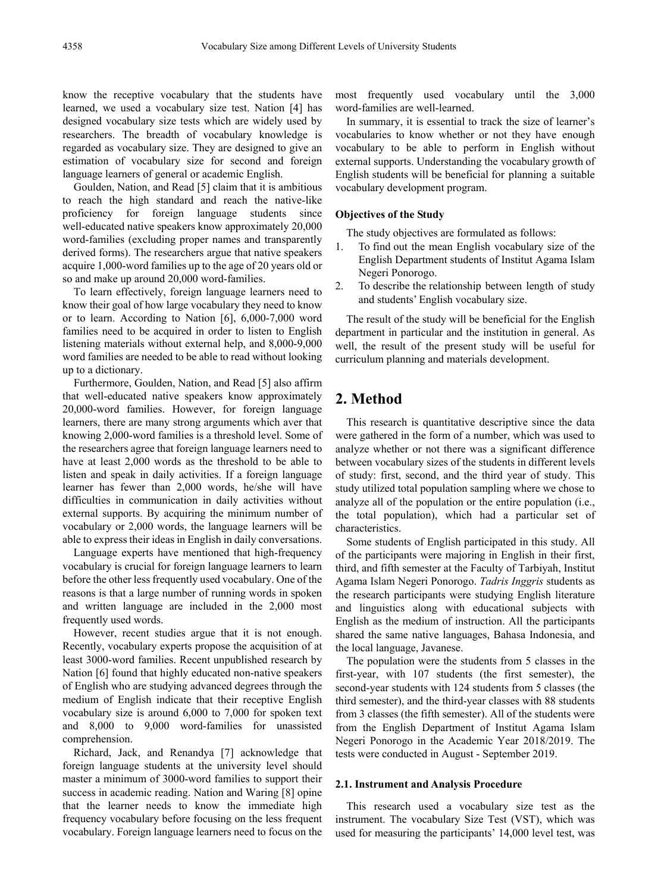know the receptive vocabulary that the students have learned, we used a vocabulary size test. Nation [4] has designed vocabulary size tests which are widely used by researchers. The breadth of vocabulary knowledge is regarded as vocabulary size. They are designed to give an estimation of vocabulary size for second and foreign language learners of general or academic English.

Goulden, Nation, and Read [5] claim that it is ambitious to reach the high standard and reach the native-like proficiency for foreign language students since well-educated native speakers know approximately 20,000 word-families (excluding proper names and transparently derived forms). The researchers argue that native speakers acquire 1,000-word families up to the age of 20 years old or so and make up around 20,000 word-families.

To learn effectively, foreign language learners need to know their goal of how large vocabulary they need to know or to learn. According to Nation [6], 6,000-7,000 word families need to be acquired in order to listen to English listening materials without external help, and 8,000-9,000 word families are needed to be able to read without looking up to a dictionary.

Furthermore, Goulden, Nation, and Read [5] also affirm that well-educated native speakers know approximately 20,000-word families. However, for foreign language learners, there are many strong arguments which aver that knowing 2,000-word families is a threshold level. Some of the researchers agree that foreign language learners need to have at least 2,000 words as the threshold to be able to listen and speak in daily activities. If a foreign language learner has fewer than 2,000 words, he/she will have difficulties in communication in daily activities without external supports. By acquiring the minimum number of vocabulary or 2,000 words, the language learners will be able to express their ideas in English in daily conversations.

Language experts have mentioned that high-frequency vocabulary is crucial for foreign language learners to learn before the other less frequently used vocabulary. One of the reasons is that a large number of running words in spoken and written language are included in the 2,000 most frequently used words.

However, recent studies argue that it is not enough. Recently, vocabulary experts propose the acquisition of at least 3000-word families. Recent unpublished research by Nation [6] found that highly educated non-native speakers of English who are studying advanced degrees through the medium of English indicate that their receptive English vocabulary size is around 6,000 to 7,000 for spoken text and 8,000 to 9,000 word-families for unassisted comprehension.

Richard, Jack, and Renandya [7] acknowledge that foreign language students at the university level should master a minimum of 3000-word families to support their success in academic reading. Nation and Waring [8] opine that the learner needs to know the immediate high frequency vocabulary before focusing on the less frequent vocabulary. Foreign language learners need to focus on the most frequently used vocabulary until the 3,000 word-families are well-learned.

In summary, it is essential to track the size of learner's vocabularies to know whether or not they have enough vocabulary to be able to perform in English without external supports. Understanding the vocabulary growth of English students will be beneficial for planning a suitable vocabulary development program.

### Objectives of the Study

The study objectives are formulated as follows:

1. To find out the mean English vocabulary size of the English Department students of Institut Agama Islam Negeri Ponorogo.
2. To describe the relationship between length of study and students' English vocabulary size.

The result of the study will be beneficial for the English department in particular and the institution in general. As well, the result of the present study will be useful for curriculum planning and materials development.

## 2. Method

This research is quantitative descriptive since the data were gathered in the form of a number, which was used to analyze whether or not there was a significant difference between vocabulary sizes of the students in different levels of study: first, second, and the third year of study. This study utilized total population sampling where we chose to analyze all of the population or the entire population (i.e., the total population), which had a particular set of characteristics.

Some students of English participated in this study. All of the participants were majoring in English in their first, third, and fifth semester at the Faculty of Tarbiyah, Institut Agama Islam Negeri Ponorogo. *Tadris Inggris* students as the research participants were studying English literature and linguistics along with educational subjects with English as the medium of instruction. All the participants shared the same native languages, Bahasa Indonesia, and the local language, Javanese.

The population were the students from 5 classes in the first-year, with 107 students (the first semester), the second-year students with 124 students from 5 classes (the third semester), and the third-year classes with 88 students from 3 classes (the fifth semester). All of the students were from the English Department of Institut Agama Islam Negeri Ponorogo in the Academic Year 2018/2019. The tests were conducted in August - September 2019.

### 2.1. Instrument and Analysis Procedure

This research used a vocabulary size test as the instrument. The vocabulary Size Test (VST), which was used for measuring the participants' 14,000 level test, was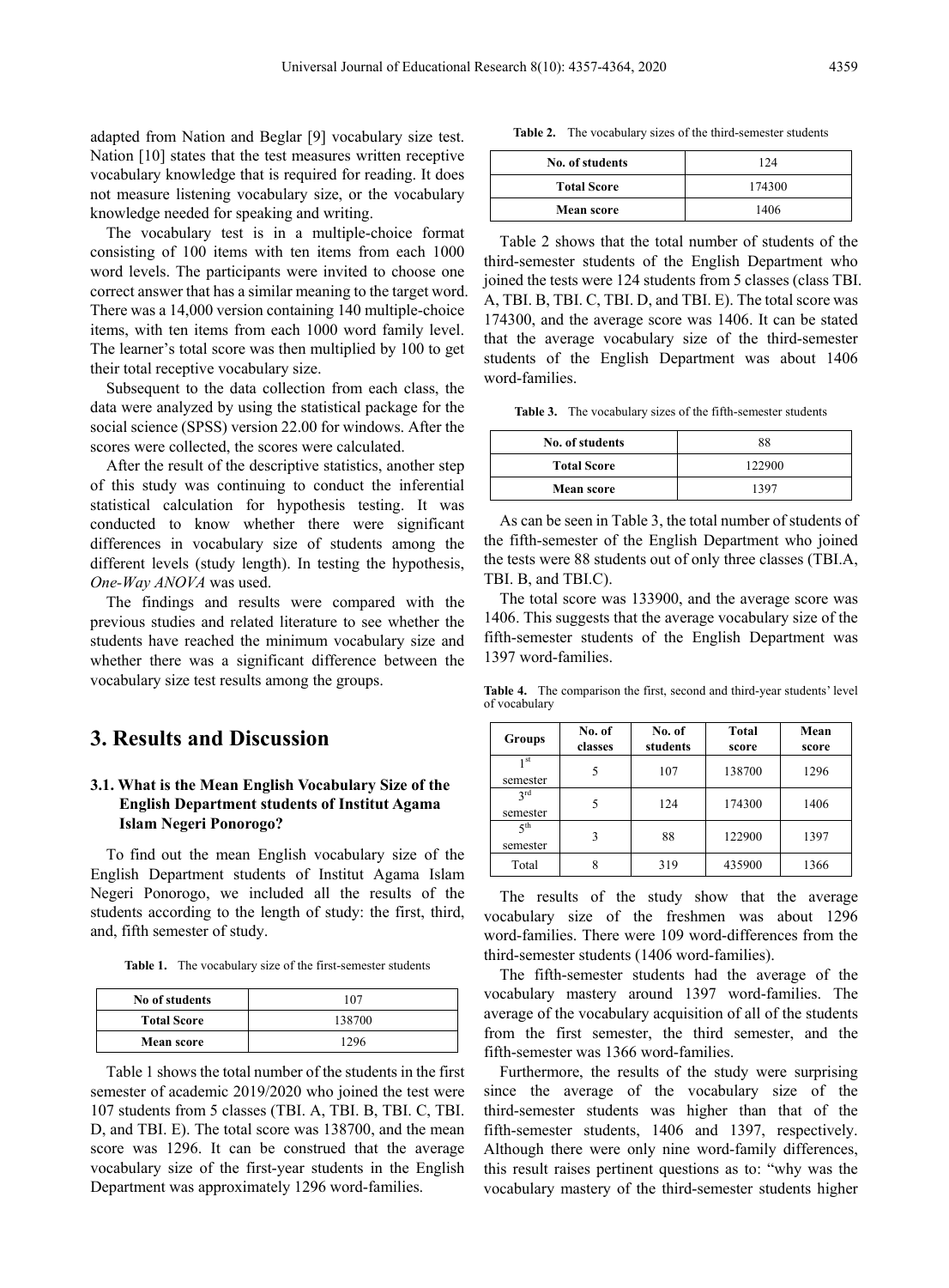adapted from Nation and Beglar [9] vocabulary size test. Nation [10] states that the test measures written receptive vocabulary knowledge that is required for reading. It does not measure listening vocabulary size, or the vocabulary knowledge needed for speaking and writing.

The vocabulary test is in a multiple-choice format consisting of 100 items with ten items from each 1000 word levels. The participants were invited to choose one correct answer that has a similar meaning to the target word. There was a 14,000 version containing 140 multiple-choice items, with ten items from each 1000 word family level. The learner's total score was then multiplied by 100 to get their total receptive vocabulary size.

Subsequent to the data collection from each class, the data were analyzed by using the statistical package for the social science (SPSS) version 22.00 for windows. After the scores were collected, the scores were calculated.

After the result of the descriptive statistics, another step of this study was continuing to conduct the inferential statistical calculation for hypothesis testing. It was conducted to know whether there were significant differences in vocabulary size of students among the different levels (study length). In testing the hypothesis, *One-Way ANOVA* was used.

The findings and results were compared with the previous studies and related literature to see whether the students have reached the minimum vocabulary size and whether there was a significant difference between the vocabulary size test results among the groups.

## 3. Results and Discussion

### 3.1. What is the Mean English Vocabulary Size of the English Department students of Institut Agama Islam Negeri Ponorogo?

To find out the mean English vocabulary size of the English Department students of Institut Agama Islam Negeri Ponorogo, we included all the results of the students according to the length of study: the first, third, and, fifth semester of study.

**Table 1.** The vocabulary size of the first-semester students

| | |
|---|---|
| **No of students** | 107 |
| **Total Score** | 138700 |
| **Mean score** | 1296 |

Table 1 shows the total number of the students in the first semester of academic 2019/2020 who joined the test were 107 students from 5 classes (TBI. A, TBI. B, TBI. C, TBI. D, and TBI. E). The total score was 138700, and the mean score was 1296. It can be construed that the average vocabulary size of the first-year students in the English Department was approximately 1296 word-families.

**Table 2.** The vocabulary sizes of the third-semester students

| | |
|---|---|
| **No. of students** | 124 |
| **Total Score** | 174300 |
| **Mean score** | 1406 |

Table 2 shows that the total number of students of the third-semester students of the English Department who joined the tests were 124 students from 5 classes (class TBI. A, TBI. B, TBI. C, TBI. D, and TBI. E). The total score was 174300, and the average score was 1406. It can be stated that the average vocabulary size of the third-semester students of the English Department was about 1406 word-families.

**Table 3.** The vocabulary sizes of the fifth-semester students

| | |
|---|---|
| **No. of students** | 88 |
| **Total Score** | 122900 |
| **Mean score** | 1397 |

As can be seen in Table 3, the total number of students of the fifth-semester of the English Department who joined the tests were 88 students out of only three classes (TBI.A, TBI. B, and TBI.C).

The total score was 133900, and the average score was 1406. This suggests that the average vocabulary size of the fifth-semester students of the English Department was 1397 word-families.

**Table 4.** The comparison the first, second and third-year students' level of vocabulary

| Groups | No. of classes | No. of students | Total score | Mean score |
|---|---|---|---|---|
| 1st semester | 5 | 107 | 138700 | 1296 |
| 3rd semester | 5 | 124 | 174300 | 1406 |
| 5th semester | 3 | 88 | 122900 | 1397 |
| Total | 8 | 319 | 435900 | 1366 |

The results of the study show that the average vocabulary size of the freshmen was about 1296 word-families. There were 109 word-differences from the third-semester students (1406 word-families).

The fifth-semester students had the average of the vocabulary mastery around 1397 word-families. The average of the vocabulary acquisition of all of the students from the first semester, the third semester, and the fifth-semester was 1366 word-families.

Furthermore, the results of the study were surprising since the average of the vocabulary size of the third-semester students was higher than that of the fifth-semester students, 1406 and 1397, respectively. Although there were only nine word-family differences, this result raises pertinent questions as to: "why was the vocabulary mastery of the third-semester students higher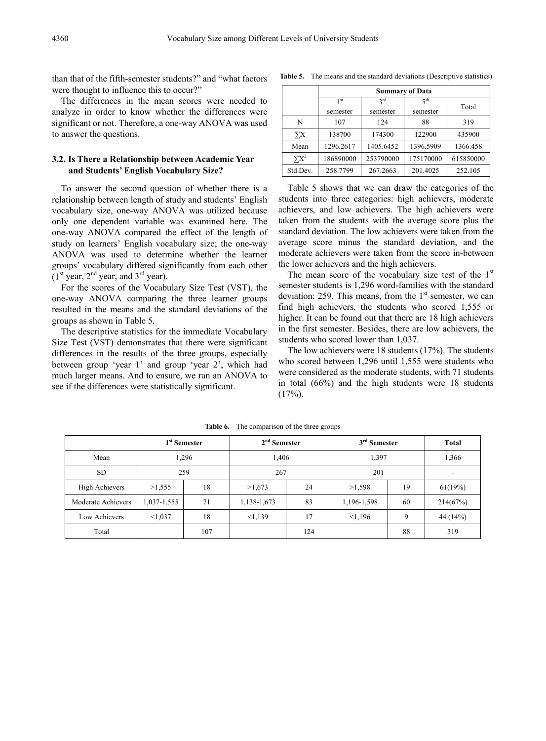than that of the fifth-semester students?" and "what factors were thought to influence this to occur?"

The differences in the mean scores were needed to analyze in order to know whether the differences were significant or not. Therefore, a one-way ANOVA was used to answer the questions.

### 3.2. Is There a Relationship between Academic Year and Students' English Vocabulary Size?

To answer the second question of whether there is a relationship between length of study and students' English vocabulary size, one-way ANOVA was utilized because only one dependent variable was examined here. The one-way ANOVA compared the effect of the length of study on learners' English vocabulary size; the one-way ANOVA was used to determine whether the learner groups' vocabulary differed significantly from each other (1st year, 2nd year, and 3rd year).

For the scores of the Vocabulary Size Test (VST), the one-way ANOVA comparing the three learner groups resulted in the means and the standard deviations of the groups as shown in Table 5.

The descriptive statistics for the immediate Vocabulary Size Test (VST) demonstrates that there were significant differences in the results of the three groups, especially between group 'year 1' and group 'year 2', which had much larger means. And to ensure, we ran an ANOVA to see if the differences were statistically significant.

**Table 5.** The means and the standard deviations (Descriptive statistics)

| | Summary of Data | | | |
|---|---|---|---|---|
| | 1st semester | 3rd semester | 5th semester | Total |
| N | 107 | 124 | 88 | 319 |
| $\sum X$ | 138700 | 174300 | 122900 | 435900 |
| Mean | 1296.2617 | 1405.6452 | 1396.5909 | 1366.458 |
| $\sum X^2$ | 186890000 | 253790000 | 175170000 | 615850000 |
| Std.Dev. | 258.7799 | 267.2663 | 201.4025 | 252.105 |

Table 5 shows that we can draw the categories of the students into three categories: high achievers, moderate achievers, and low achievers. The high achievers were taken from the students with the average score plus the standard deviation. The low achievers were taken from the average score minus the standard deviation, and the moderate achievers were taken from the score in-between the lower achievers and the high achievers.

The mean score of the vocabulary size test of the 1st semester students is 1,296 word-families with the standard deviation: 259. This means, from the 1st semester, we can find high achievers, the students who scored 1,555 or higher. It can be found out that there are 18 high achievers in the first semester. Besides, there are low achievers, the students who scored lower than 1,037.

The low achievers were 18 students (17%). The students who scored between 1,296 until 1,555 were students who were considered as the moderate students, with 71 students in total (66%) and the high students were 18 students (17%).

**Table 6.** The comparison of the three groups

| | 1st Semester | | 2nd Semester | | 3rd Semester | | Total |
|---|---|---|---|---|---|---|---|
| Mean | 1,296 | | 1,406 | | 1,397 | | 1,366 |
| SD | 259 | | 267 | | 201 | | - |
| High Achievers | >1,555 | 18 | >1,673 | 24 | >1,598 | 19 | 61(19%) |
| Moderate Achievers | 1,037-1,555 | 71 | 1,138-1,673 | 83 | 1,196-1,598 | 60 | 214(67%) |
| Low Achievers | <1,037 | 18 | <1,139 | 17 | <1,196 | 9 | 44 (14%) |
| Total | | 107 | | 124 | | 88 | 319 |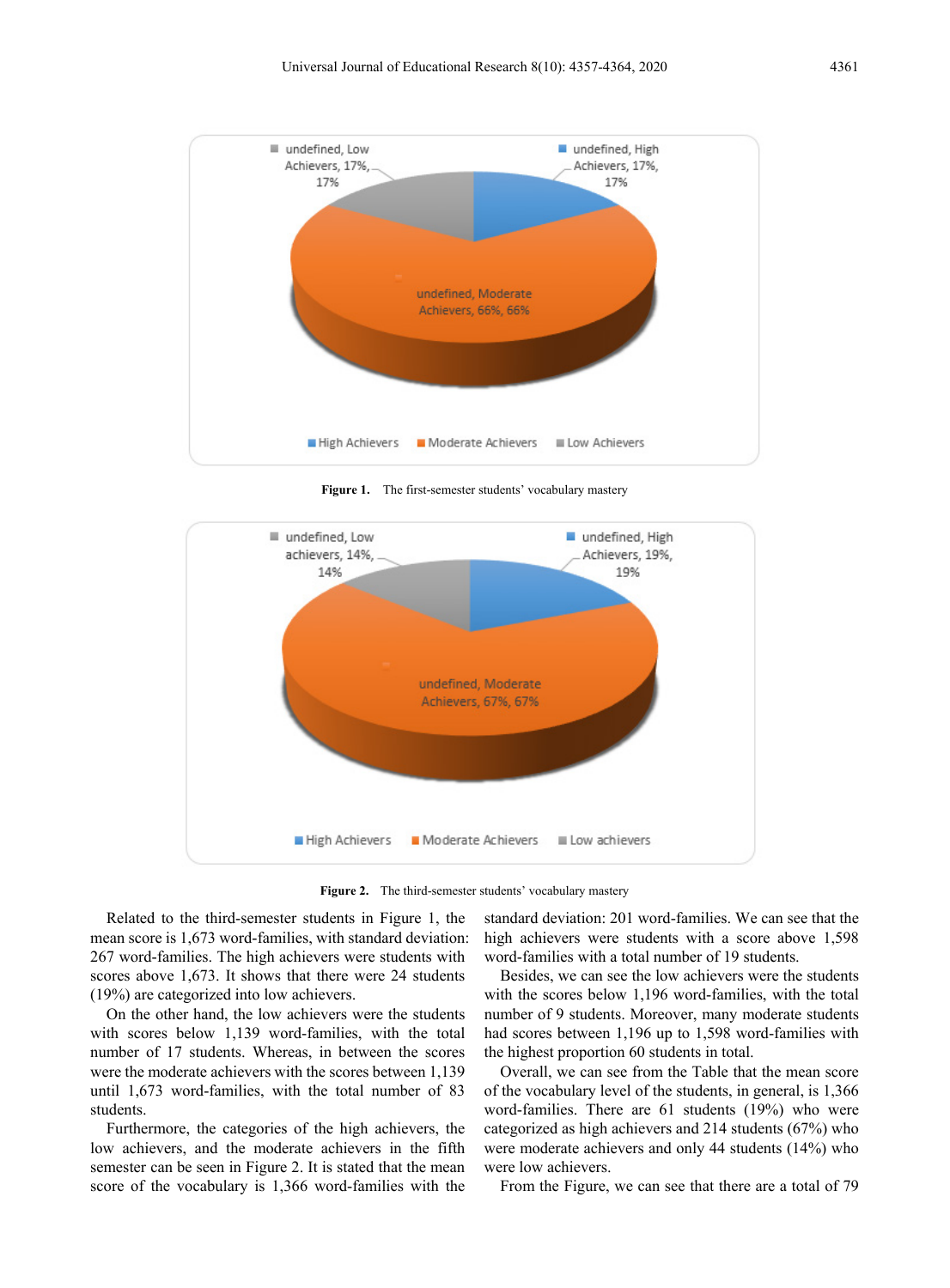undefined, Low Achievers, 17%, 17%

undefined, High Achievers, 17%, 17%

undefined, Moderate Achievers, 66%, 66%

High Achievers Moderate Achievers Low Achievers

**Figure 1.** The first-semester students' vocabulary mastery

undefined, Low achievers, 14%, 14%

undefined, High Achievers, 19%, 19%

undefined, Moderate Achievers, 67%, 67%

High Achievers Moderate Achievers Low achievers

**Figure 2.** The third-semester students' vocabulary mastery

Related to the third-semester students in Figure 1, the mean score is 1,673 word-families, with standard deviation: 267 word-families. The high achievers were students with scores above 1,673. It shows that there were 24 students (19%) are categorized into low achievers.

On the other hand, the low achievers were the students with scores below 1,139 word-families, with the total number of 17 students. Whereas, in between the scores were the moderate achievers with the scores between 1,139 until 1,673 word-families, with the total number of 83 students.

Furthermore, the categories of the high achievers, the low achievers, and the moderate achievers in the fifth semester can be seen in Figure 2. It is stated that the mean score of the vocabulary is 1,366 word-families with the standard deviation: 201 word-families. We can see that the high achievers were students with a score above 1,598 word-families with a total number of 19 students.

Besides, we can see the low achievers were the students with the scores below 1,196 word-families, with the total number of 9 students. Moreover, many moderate students had scores between 1,196 up to 1,598 word-families with the highest proportion 60 students in total.

Overall, we can see from the Table that the mean score of the vocabulary level of the students, in general, is 1,366 word-families. There are 61 students (19%) who were categorized as high achievers and 214 students (67%) who were moderate achievers and only 44 students (14%) who were low achievers.

From the Figure, we can see that there are a total of 79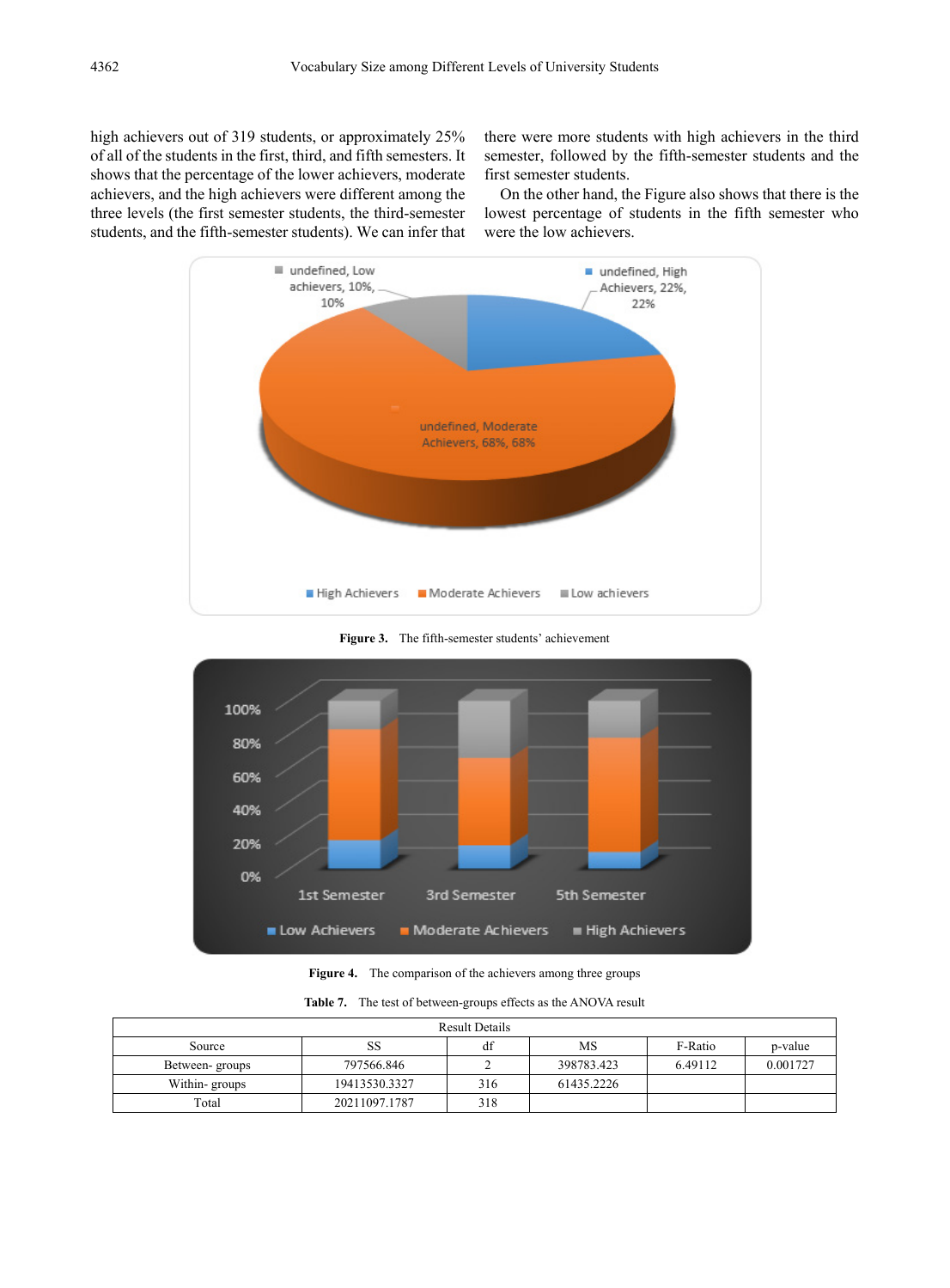high achievers out of 319 students, or approximately 25% of all of the students in the first, third, and fifth semesters. It shows that the percentage of the lower achievers, moderate achievers, and the high achievers were different among the three levels (the first semester students, the third-semester students, and the fifth-semester students). We can infer that there were more students with high achievers in the third semester, followed by the fifth-semester students and the first semester students.

On the other hand, the Figure also shows that there is the lowest percentage of students in the fifth semester who were the low achievers.

undefined, Low achievers, 10%, 10%

undefined, High Achievers, 22%, 22%

undefined, Moderate Achievers, 68%, 68%

High Achievers
Moderate Achievers
Low achievers

**Figure 3.** The fifth-semester students' achievement

100%
80%
60%
40%
20%
0%

1st Semester
3rd Semester
5th Semester

Low Achievers
Moderate Achievers
High Achievers

**Figure 4.** The comparison of the achievers among three groups

**Table 7.** The test of between-groups effects as the ANOVA result

| Result Details | | | | | |
|---|---|---|---|---|---|
| Source | SS | df | MS | F-Ratio | p-value |
| Between- groups | 797566.846 | 2 | 398783.423 | 6.49112 | 0.001727 |
| Within- groups | 19413530.3327 | 316 | 61435.2226 | | |
| Total | 20211097.1787 | 318 | | | |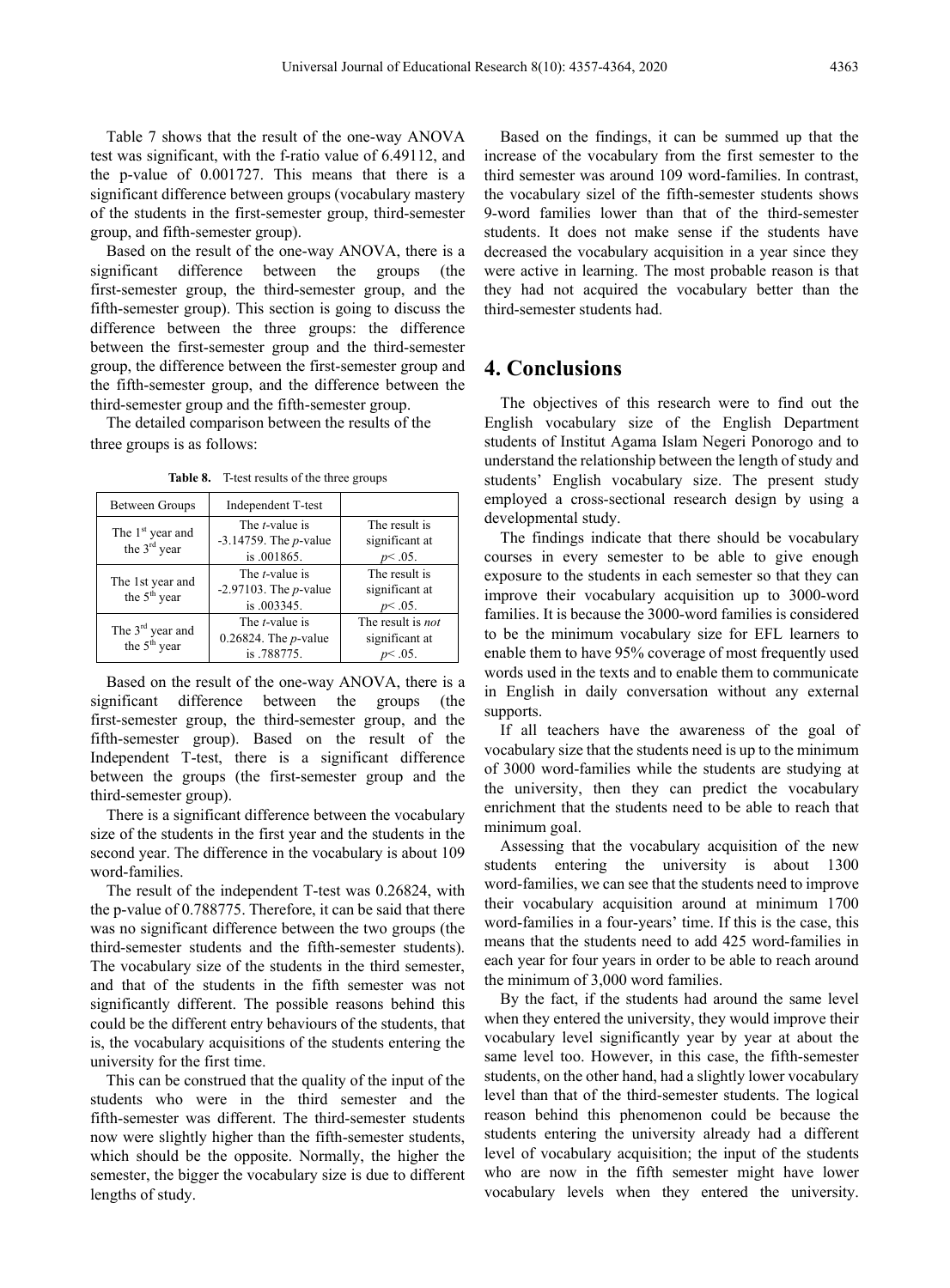Table 7 shows that the result of the one-way ANOVA test was significant, with the f-ratio value of 6.49112, and the p-value of 0.001727. This means that there is a significant difference between groups (vocabulary mastery of the students in the first-semester group, third-semester group, and fifth-semester group).

Based on the result of the one-way ANOVA, there is a significant difference between the groups (the first-semester group, the third-semester group, and the fifth-semester group). This section is going to discuss the difference between the three groups: the difference between the first-semester group and the third-semester group, the difference between the first-semester group and the fifth-semester group, and the difference between the third-semester group and the fifth-semester group.

The detailed comparison between the results of the three groups is as follows:

**Table 8.** T-test results of the three groups

| Between Groups | Independent T-test | |
|---|---|---|
| The 1st year and the 3rd year | The *t*-value is -3.14759. The *p*-value is .001865. | The result is significant at $p < .05$. |
| The 1st year and the 5th year | The *t*-value is -2.97103. The *p*-value is .003345. | The result is significant at $p < .05$. |
| The 3rd year and the 5th year | The *t*-value is 0.26824. The *p*-value is .788775. | The result is *not* significant at $p < .05$. |

Based on the result of the one-way ANOVA, there is a significant difference between the groups (the first-semester group, the third-semester group, and the fifth-semester group). Based on the result of the Independent T-test, there is a significant difference between the groups (the first-semester group and the third-semester group).

There is a significant difference between the vocabulary size of the students in the first year and the students in the second year. The difference in the vocabulary is about 109 word-families.

The result of the independent T-test was 0.26824, with the p-value of 0.788775. Therefore, it can be said that there was no significant difference between the two groups (the third-semester students and the fifth-semester students). The vocabulary size of the students in the third semester, and that of the students in the fifth semester was not significantly different. The possible reasons behind this could be the different entry behaviours of the students, that is, the vocabulary acquisitions of the students entering the university for the first time.

This can be construed that the quality of the input of the students who were in the third semester and the fifth-semester was different. The third-semester students now were slightly higher than the fifth-semester students, which should be the opposite. Normally, the higher the semester, the bigger the vocabulary size is due to different lengths of study.

Based on the findings, it can be summed up that the increase of the vocabulary from the first semester to the third semester was around 109 word-families. In contrast, the vocabulary sizel of the fifth-semester students shows 9-word families lower than that of the third-semester students. It does not make sense if the students have decreased the vocabulary acquisition in a year since they were active in learning. The most probable reason is that they had not acquired the vocabulary better than the third-semester students had.

## 4. Conclusions

The objectives of this research were to find out the English vocabulary size of the English Department students of Institut Agama Islam Negeri Ponorogo and to understand the relationship between the length of study and students' English vocabulary size. The present study employed a cross-sectional research design by using a developmental study.

The findings indicate that there should be vocabulary courses in every semester to be able to give enough exposure to the students in each semester so that they can improve their vocabulary acquisition up to 3000-word families. It is because the 3000-word families is considered to be the minimum vocabulary size for EFL learners to enable them to have 95% coverage of most frequently used words used in the texts and to enable them to communicate in English in daily conversation without any external supports.

If all teachers have the awareness of the goal of vocabulary size that the students need is up to the minimum of 3000 word-families while the students are studying at the university, then they can predict the vocabulary enrichment that the students need to be able to reach that minimum goal.

Assessing that the vocabulary acquisition of the new students entering the university is about 1300 word-families, we can see that the students need to improve their vocabulary acquisition around at minimum 1700 word-families in a four-years' time. If this is the case, this means that the students need to add 425 word-families in each year for four years in order to be able to reach around the minimum of 3,000 word families.

By the fact, if the students had around the same level when they entered the university, they would improve their vocabulary level significantly year by year at about the same level too. However, in this case, the fifth-semester students, on the other hand, had a slightly lower vocabulary level than that of the third-semester students. The logical reason behind this phenomenon could be because the students entering the university already had a different level of vocabulary acquisition; the input of the students who are now in the fifth semester might have lower vocabulary levels when they entered the university.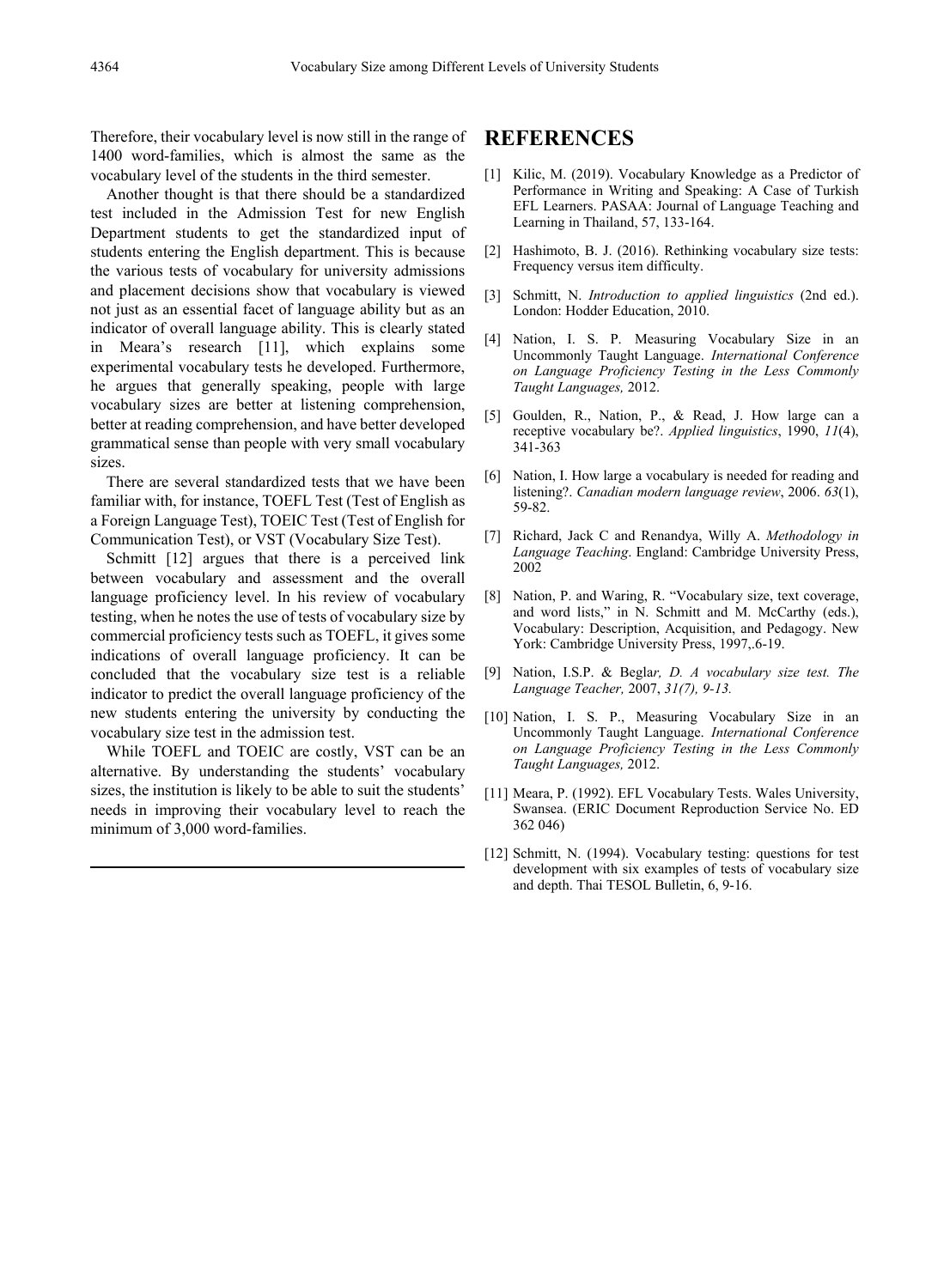Therefore, their vocabulary level is now still in the range of 1400 word-families, which is almost the same as the vocabulary level of the students in the third semester.

Another thought is that there should be a standardized test included in the Admission Test for new English Department students to get the standardized input of students entering the English department. This is because the various tests of vocabulary for university admissions and placement decisions show that vocabulary is viewed not just as an essential facet of language ability but as an indicator of overall language ability. This is clearly stated in Meara's research [11], which explains some experimental vocabulary tests he developed. Furthermore, he argues that generally speaking, people with large vocabulary sizes are better at listening comprehension, better at reading comprehension, and have better developed grammatical sense than people with very small vocabulary sizes.

There are several standardized tests that we have been familiar with, for instance, TOEFL Test (Test of English as a Foreign Language Test), TOEIC Test (Test of English for Communication Test), or VST (Vocabulary Size Test).

Schmitt [12] argues that there is a perceived link between vocabulary and assessment and the overall language proficiency level. In his review of vocabulary testing, when he notes the use of tests of vocabulary size by commercial proficiency tests such as TOEFL, it gives some indications of overall language proficiency. It can be concluded that the vocabulary size test is a reliable indicator to predict the overall language proficiency of the new students entering the university by conducting the vocabulary size test in the admission test.

While TOEFL and TOEIC are costly, VST can be an alternative. By understanding the students' vocabulary sizes, the institution is likely to be able to suit the students' needs in improving their vocabulary level to reach the minimum of 3,000 word-families.

# REFERENCES

[1] Kilic, M. (2019). Vocabulary Knowledge as a Predictor of Performance in Writing and Speaking: A Case of Turkish EFL Learners. PASAA: Journal of Language Teaching and Learning in Thailand, 57, 133-164.

[2] Hashimoto, B. J. (2016). Rethinking vocabulary size tests: Frequency versus item difficulty.

[3] Schmitt, N. *Introduction to applied linguistics* (2nd ed.). London: Hodder Education, 2010.

[4] Nation, I. S. P. Measuring Vocabulary Size in an Uncommonly Taught Language. *International Conference on Language Proficiency Testing in the Less Commonly Taught Languages,* 2012.

[5] Goulden, R., Nation, P., & Read, J. How large can a receptive vocabulary be?. *Applied linguistics*, 1990, *11*(4), 341-363

[6] Nation, I. How large a vocabulary is needed for reading and listening?. *Canadian modern language review*, 2006. *63*(1), 59-82.

[7] Richard, Jack C and Renandya, Willy A. *Methodology in Language Teaching*. England: Cambridge University Press, 2002

[8] Nation, P. and Waring, R. "Vocabulary size, text coverage, and word lists," in N. Schmitt and M. McCarthy (eds.), Vocabulary: Description, Acquisition, and Pedagogy. New York: Cambridge University Press, 1997,.6-19.

[9] Nation, I.S.P. & Begla*r, D. A vocabulary size test. The Language Teacher,* 2007, *31(7), 9-13.*

[10] Nation, I. S. P., Measuring Vocabulary Size in an Uncommonly Taught Language. *International Conference on Language Proficiency Testing in the Less Commonly Taught Languages,* 2012.

[11] Meara, P. (1992). EFL Vocabulary Tests. Wales University, Swansea. (ERIC Document Reproduction Service No. ED 362 046)

[12] Schmitt, N. (1994). Vocabulary testing: questions for test development with six examples of tests of vocabulary size and depth. Thai TESOL Bulletin, 6, 9-16.